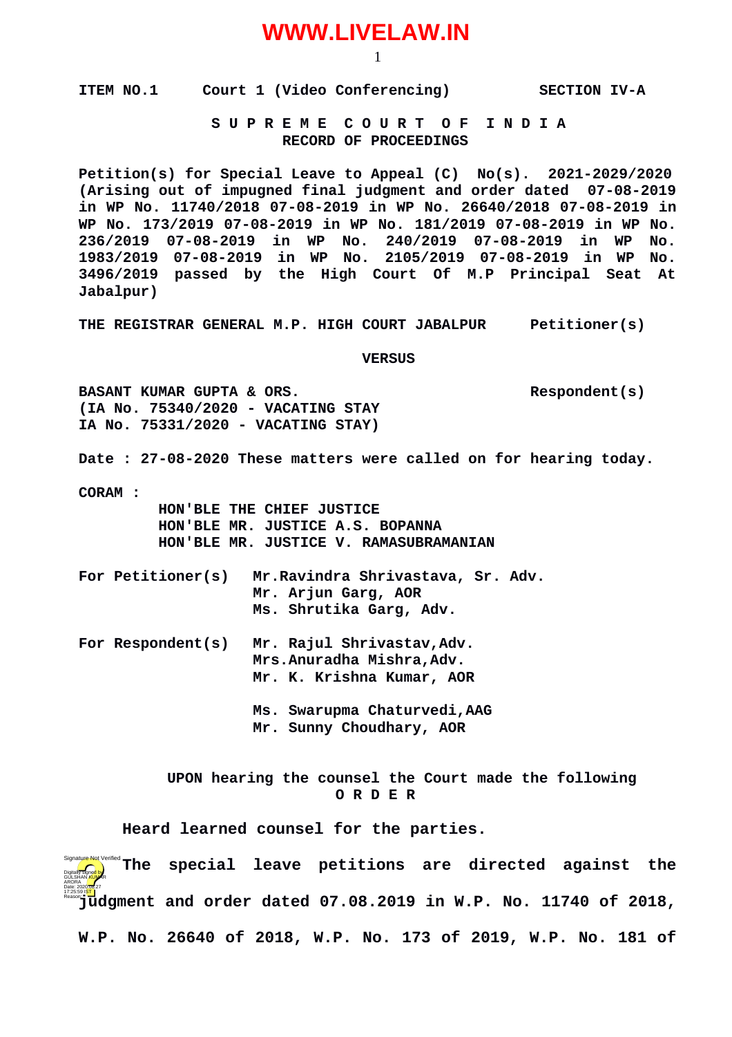WWW.LIVELAW.IN

ITEM NO.1 Court 1 (Video Conferencing) SECTION IV-A

**S U P R E M E C O U R T O F I N D I A**
**RECORD OF PROCEEDINGS**

**Petition(s) for Special Leave to Appeal (C) No(s). 2021-2029/2020**
**(Arising out of impugned final judgment and order dated 07-08-2019 in WP No. 11740/2018 07-08-2019 in WP No. 26640/2018 07-08-2019 in WP No. 173/2019 07-08-2019 in WP No. 181/2019 07-08-2019 in WP No. 236/2019 07-08-2019 in WP No. 240/2019 07-08-2019 in WP No. 1983/2019 07-08-2019 in WP No. 2105/2019 07-08-2019 in WP No. 3496/2019 passed by the High Court Of M.P Principal Seat At Jabalpur)**

**THE REGISTRAR GENERAL M.P. HIGH COURT JABALPUR** Petitioner(s)

**VERSUS**

**BASANT KUMAR GUPTA & ORS.** Respondent(s)
**(IA No. 75340/2020 - VACATING STAY**
**IA No. 75331/2020 - VACATING STAY)**

**Date : 27-08-2020 These matters were called on for hearing today.**

**CORAM :**
HON'BLE THE CHIEF JUSTICE
HON'BLE MR. JUSTICE A.S. BOPANNA
HON'BLE MR. JUSTICE V. RAMASUBRAMANIAN

For Petitioner(s) Mr.Ravindra Shrivastava, Sr. Adv.
Mr. Arjun Garg, AOR
Ms. Shrutika Garg, Adv.

For Respondent(s) Mr. Rajul Shrivastav,Adv.
Mrs.Anuradha Mishra,Adv.
Mr. K. Krishna Kumar, AOR

Ms. Swarupma Chaturvedi,AAG
Mr. Sunny Choudhary, AOR

UPON hearing the counsel the Court made the following
**O R D E R**

Heard learned counsel for the parties.

The special leave petitions are directed against the judgment and order dated 07.08.2019 in W.P. No. 11740 of 2018, W.P. No. 26640 of 2018, W.P. No. 173 of 2019, W.P. No. 181 of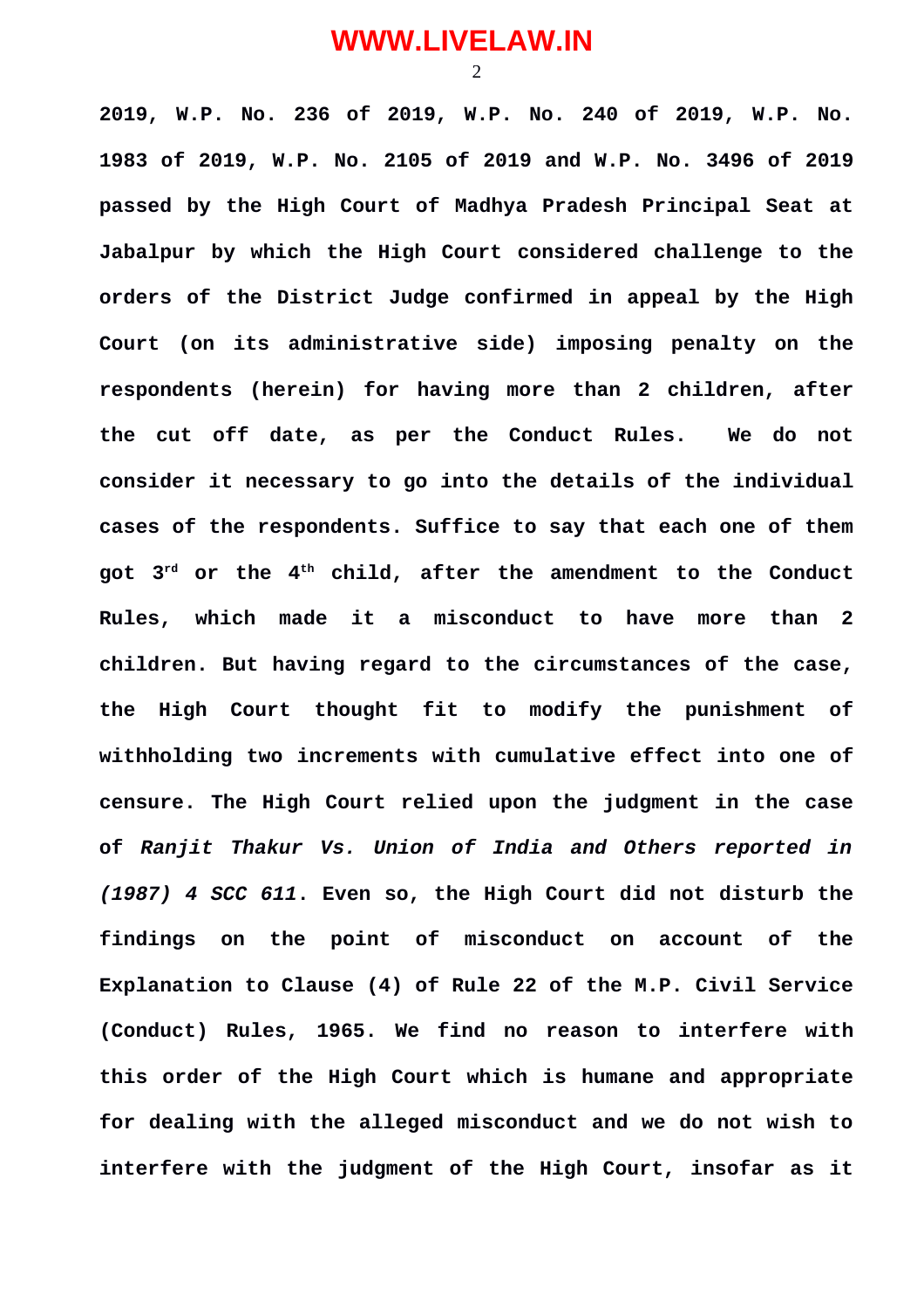**2019, W.P. No. 236 of 2019, W.P. No. 240 of 2019, W.P. No. 1983 of 2019, W.P. No. 2105 of 2019 and W.P. No. 3496 of 2019 passed by the High Court of Madhya Pradesh Principal Seat at Jabalpur by which the High Court considered challenge to the orders of the District Judge confirmed in appeal by the High Court (on its administrative side) imposing penalty on the respondents (herein) for having more than 2 children, after the cut off date, as per the Conduct Rules. We do not consider it necessary to go into the details of the individual cases of the respondents. Suffice to say that each one of them got 3rd or the 4th child, after the amendment to the Conduct Rules, which made it a misconduct to have more than 2 children. But having regard to the circumstances of the case, the High Court thought fit to modify the punishment of withholding two increments with cumulative effect into one of censure. The High Court relied upon the judgment in the case of *Ranjit Thakur Vs. Union of India and Others reported in (1987) 4 SCC 611*. Even so, the High Court did not disturb the findings on the point of misconduct on account of the Explanation to Clause (4) of Rule 22 of the M.P. Civil Service (Conduct) Rules, 1965. We find no reason to interfere with this order of the High Court which is humane and appropriate for dealing with the alleged misconduct and we do not wish to interfere with the judgment of the High Court, insofar as it**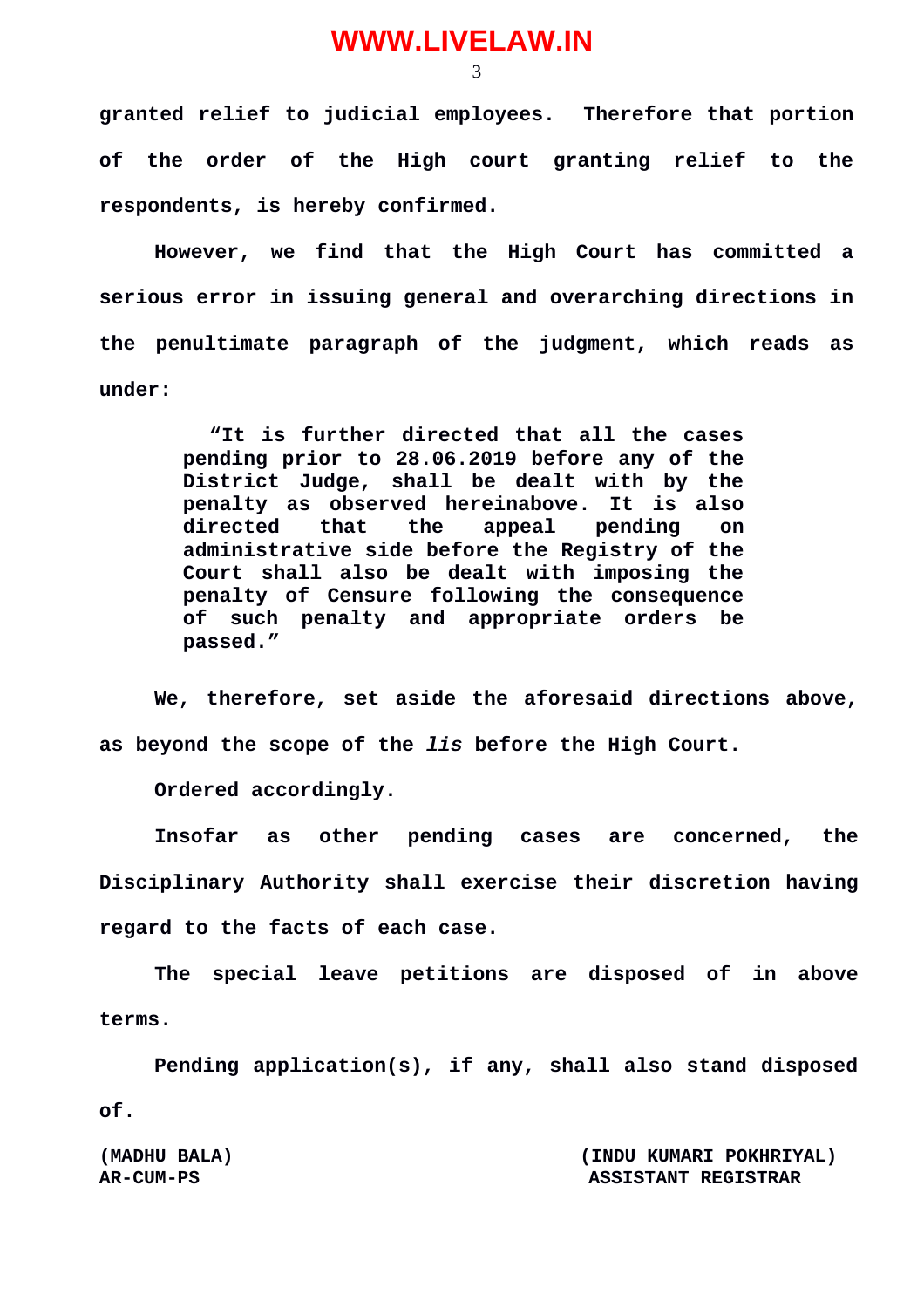granted relief to judicial employees. Therefore that portion of the order of the High court granting relief to the respondents, is hereby confirmed.

However, we find that the High Court has committed a serious error in issuing general and overarching directions in the penultimate paragraph of the judgment, which reads as under:

> "It is further directed that all the cases pending prior to 28.06.2019 before any of the District Judge, shall be dealt with by the penalty as observed hereinabove. It is also directed that the appeal pending on administrative side before the Registry of the Court shall also be dealt with imposing the penalty of Censure following the consequence of such penalty and appropriate orders be passed."

We, therefore, set aside the aforesaid directions above, as beyond the scope of the *lis* before the High Court.

Ordered accordingly.

Insofar as other pending cases are concerned, the Disciplinary Authority shall exercise their discretion having regard to the facts of each case.

The special leave petitions are disposed of in above terms.

Pending application(s), if any, shall also stand disposed of.

(MADHU BALA)
AR-CUM-PS

(INDU KUMARI POKHRIYAL)
ASSISTANT REGISTRAR